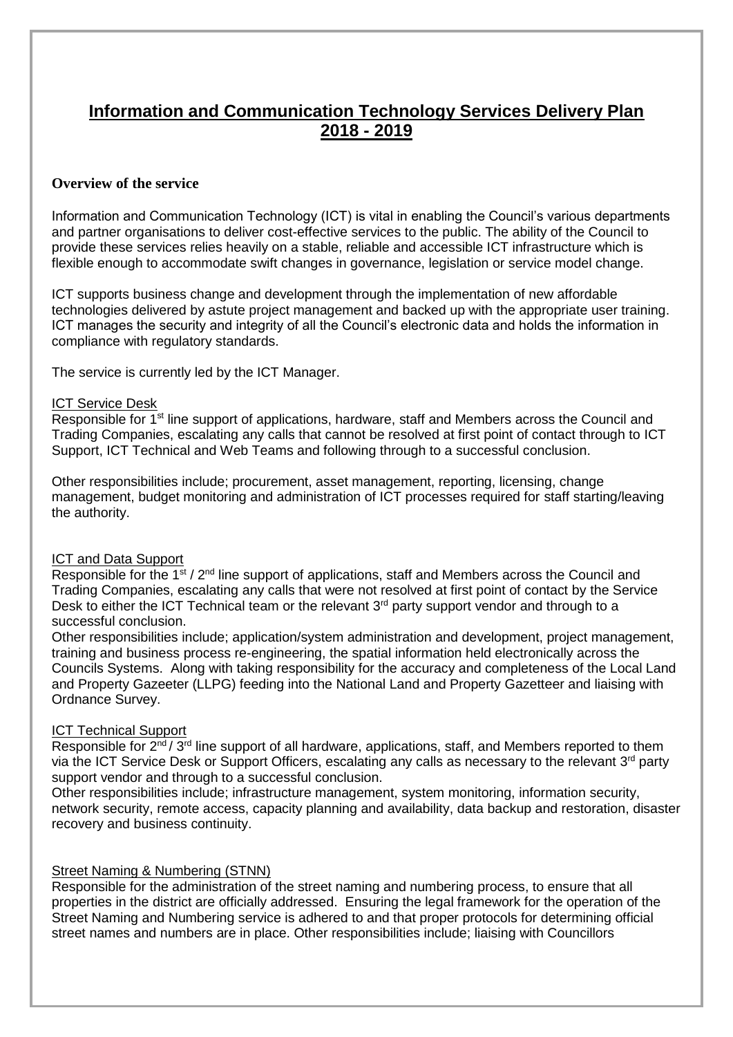# Information and Communication Technology Services Delivery Plan 2018 - 2019

## Overview of the service

Information and Communication Technology (ICT) is vital in enabling the Council's various departments and partner organisations to deliver cost-effective services to the public. The ability of the Council to provide these services relies heavily on a stable, reliable and accessible ICT infrastructure which is flexible enough to accommodate swift changes in governance, legislation or service model change.

ICT supports business change and development through the implementation of new affordable technologies delivered by astute project management and backed up with the appropriate user training. ICT manages the security and integrity of all the Council's electronic data and holds the information in compliance with regulatory standards.

The service is currently led by the ICT Manager.

### ICT Service Desk

Responsible for 1st line support of applications, hardware, staff and Members across the Council and Trading Companies, escalating any calls that cannot be resolved at first point of contact through to ICT Support, ICT Technical and Web Teams and following through to a successful conclusion.

Other responsibilities include; procurement, asset management, reporting, licensing, change management, budget monitoring and administration of ICT processes required for staff starting/leaving the authority.

### ICT and Data Support

Responsible for the 1st / 2nd line support of applications, staff and Members across the Council and Trading Companies, escalating any calls that were not resolved at first point of contact by the Service Desk to either the ICT Technical team or the relevant 3rd party support vendor and through to a successful conclusion.

Other responsibilities include; application/system administration and development, project management, training and business process re-engineering, the spatial information held electronically across the Councils Systems. Along with taking responsibility for the accuracy and completeness of the Local Land and Property Gazeeter (LLPG) feeding into the National Land and Property Gazetteer and liaising with Ordnance Survey.

### ICT Technical Support

Responsible for 2nd / 3rd line support of all hardware, applications, staff, and Members reported to them via the ICT Service Desk or Support Officers, escalating any calls as necessary to the relevant 3rd party support vendor and through to a successful conclusion.

Other responsibilities include; infrastructure management, system monitoring, information security, network security, remote access, capacity planning and availability, data backup and restoration, disaster recovery and business continuity.

### Street Naming & Numbering (STNN)

Responsible for the administration of the street naming and numbering process, to ensure that all properties in the district are officially addressed. Ensuring the legal framework for the operation of the Street Naming and Numbering service is adhered to and that proper protocols for determining official street names and numbers are in place. Other responsibilities include; liaising with Councillors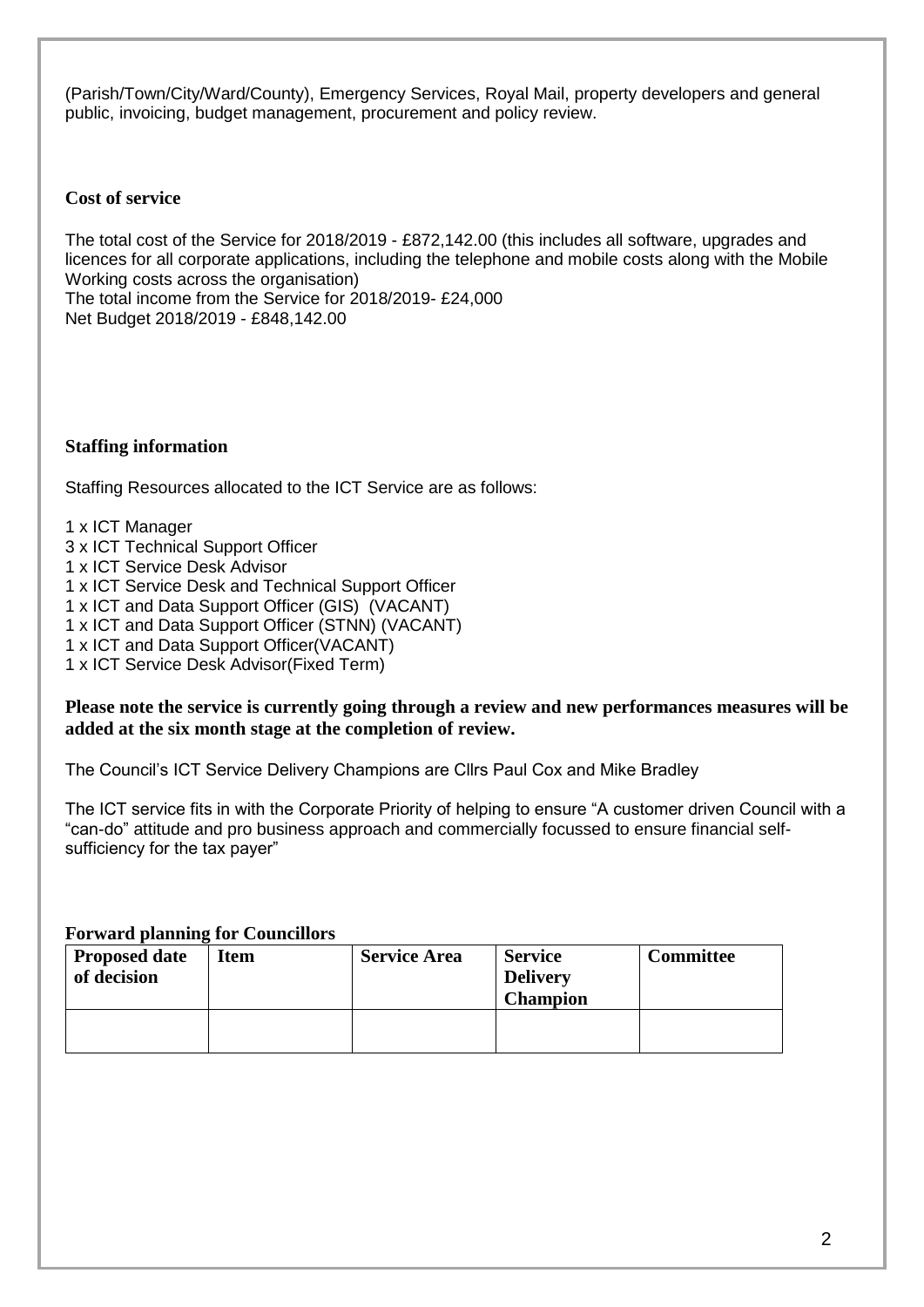(Parish/Town/City/Ward/County), Emergency Services, Royal Mail, property developers and general public, invoicing, budget management, procurement and policy review.

### Cost of service

The total cost of the Service for 2018/2019 - £872,142.00 (this includes all software, upgrades and licences for all corporate applications, including the telephone and mobile costs along with the Mobile Working costs across the organisation)
The total income from the Service for 2018/2019- £24,000
Net Budget 2018/2019 - £848,142.00

### Staffing information

Staffing Resources allocated to the ICT Service are as follows:

1 x ICT Manager
3 x ICT Technical Support Officer
1 x ICT Service Desk Advisor
1 x ICT Service Desk and Technical Support Officer
1 x ICT and Data Support Officer (GIS) (VACANT)
1 x ICT and Data Support Officer (STNN) (VACANT)
1 x ICT and Data Support Officer(VACANT)
1 x ICT Service Desk Advisor(Fixed Term)

**Please note the service is currently going through a review and new performances measures will be added at the six month stage at the completion of review.**

The Council's ICT Service Delivery Champions are Cllrs Paul Cox and Mike Bradley

The ICT service fits in with the Corporate Priority of helping to ensure "A customer driven Council with a "can-do" attitude and pro business approach and commercially focussed to ensure financial self-sufficiency for the tax payer"

### Forward planning for Councillors

| Proposed date of decision | Item | Service Area | Service Delivery Champion | Committee |
|---|---|---|---|---|
| | | | | |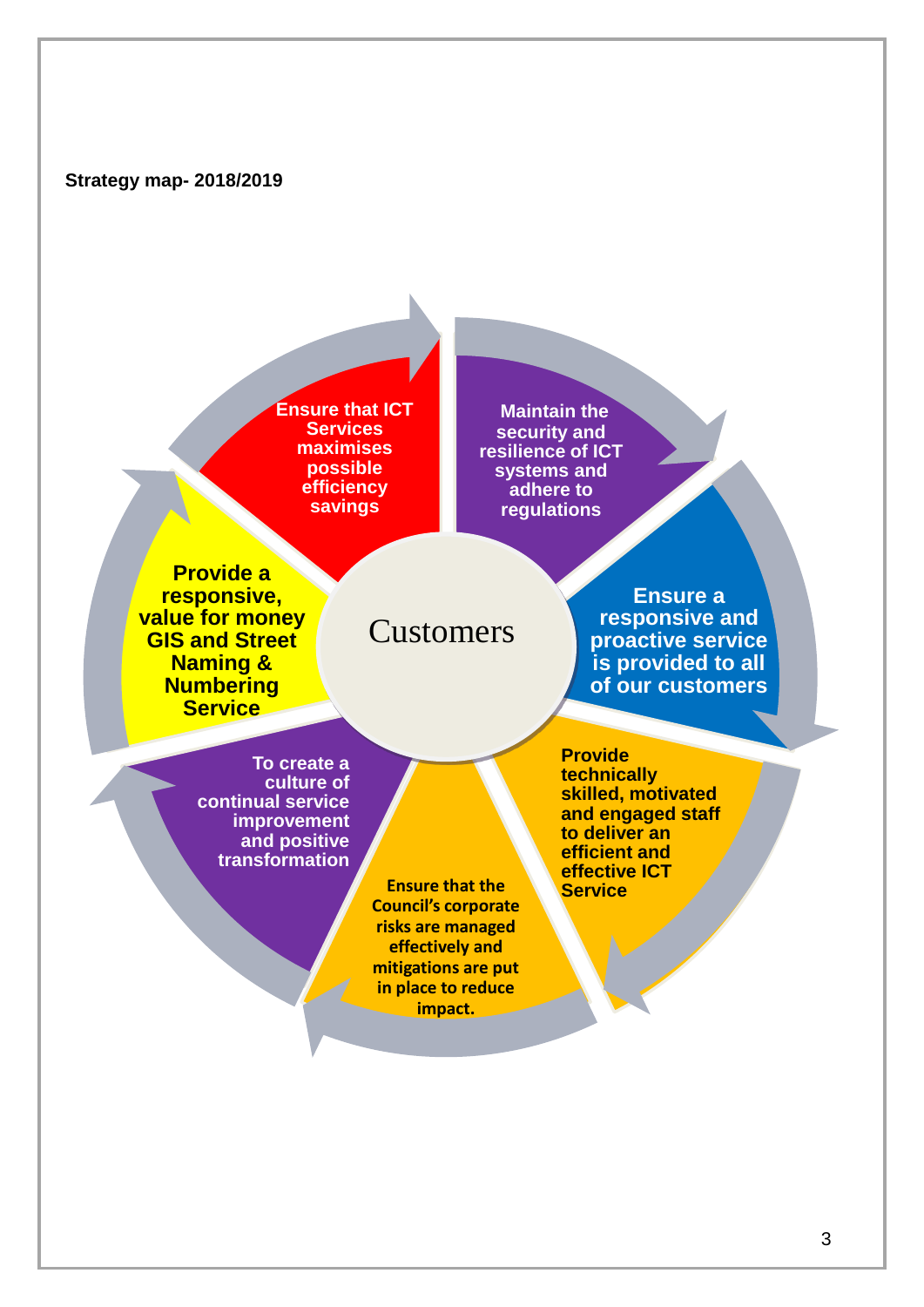**Strategy map- 2018/2019**

Customers

- Ensure that ICT Services maximises possible efficiency savings
- Maintain the security and resilience of ICT systems and adhere to regulations
- Ensure a responsive and proactive service is provided to all of our customers
- Provide technically skilled, motivated and engaged staff to deliver an efficient and effective ICT Service
- Ensure that the Council's corporate risks are managed effectively and mitigations are put in place to reduce impact.
- To create a culture of continual service improvement and positive transformation
- Provide a responsive, value for money GIS and Street Naming & Numbering Service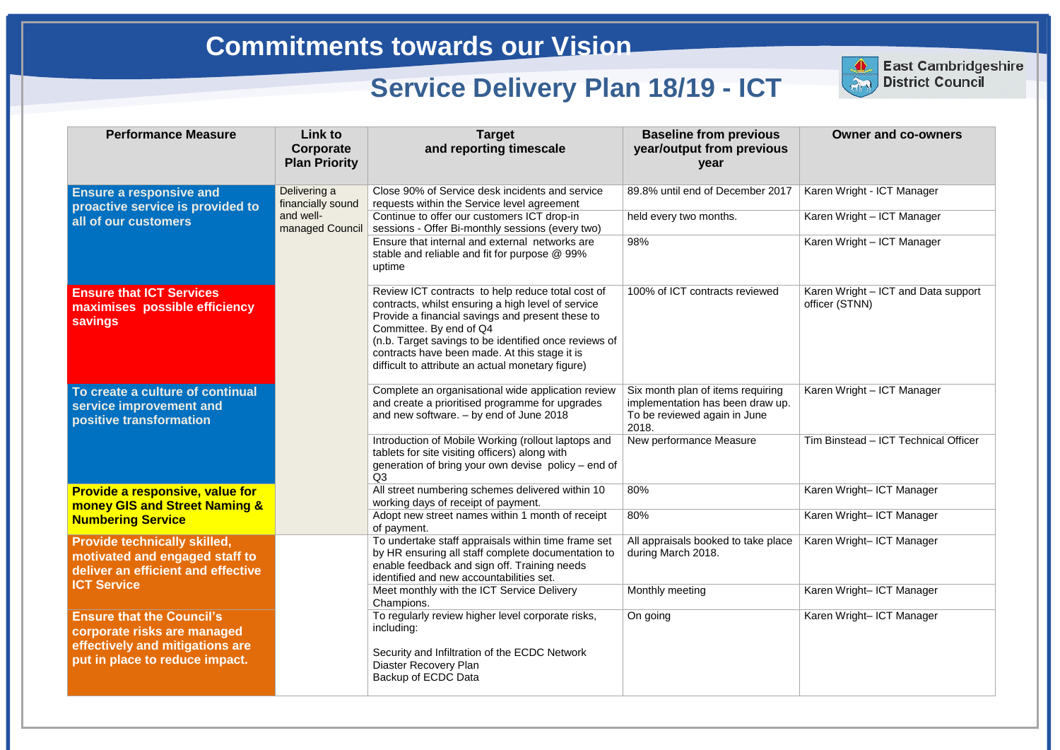# Commitments towards our Vision

## Service Delivery Plan 18/19 - ICT

East Cambridgeshire District Council

| Performance Measure | Link to Corporate Plan Priority | Target and reporting timescale | Baseline from previous year/output from previous year | Owner and co-owners |
|---|---|---|---|---|
| **Ensure a responsive and proactive service is provided to all of our customers** | Delivering a financially sound and well-managed Council | Close 90% of Service desk incidents and service requests within the Service level agreement | 89.8% until end of December 2017 | Karen Wright - ICT Manager |
| | | Continue to offer our customers ICT drop-in sessions - Offer Bi-monthly sessions (every two) | held every two months. | Karen Wright – ICT Manager |
| | | Ensure that internal and external networks are stable and reliable and fit for purpose @ 99% uptime | 98% | Karen Wright – ICT Manager |
| **Ensure that ICT Services maximises possible efficiency savings** | | Review ICT contracts to help reduce total cost of contracts, whilst ensuring a high level of service Provide a financial savings and present these to Committee. By end of Q4<br>(n.b. Target savings to be identified once reviews of contracts have been made. At this stage it is difficult to attribute an actual monetary figure) | 100% of ICT contracts reviewed | Karen Wright – ICT and Data support officer (STNN) |
| **To create a culture of continual service improvement and positive transformation** | | Complete an organisational wide application review and create a prioritised programme for upgrades and new software. – by end of June 2018 | Six month plan of items requiring implementation has been draw up. To be reviewed again in June 2018. | Karen Wright – ICT Manager |
| | | Introduction of Mobile Working (rollout laptops and tablets for site visiting officers) along with generation of bring your own devise policy – end of Q3 | New performance Measure | Tim Binstead – ICT Technical Officer |
| **Provide a responsive, value for money GIS and Street Naming & Numbering Service** | | All street numbering schemes delivered within 10 working days of receipt of payment. | 80% | Karen Wright– ICT Manager |
| | | Adopt new street names within 1 month of receipt of payment. | 80% | Karen Wright– ICT Manager |
| **Provide technically skilled, motivated and engaged staff to deliver an efficient and effective ICT Service** | | To undertake staff appraisals within time frame set by HR ensuring all staff complete documentation to enable feedback and sign off. Training needs identified and new accountabilities set. | All appraisals booked to take place during March 2018. | Karen Wright– ICT Manager |
| | | Meet monthly with the ICT Service Delivery Champions. | Monthly meeting | Karen Wright– ICT Manager |
| **Ensure that the Council's corporate risks are managed effectively and mitigations are put in place to reduce impact.** | | To regularly review higher level corporate risks, including:<br><br>Security and Infiltration of the ECDC Network<br>Diaster Recovery Plan<br>Backup of ECDC Data | On going | Karen Wright– ICT Manager |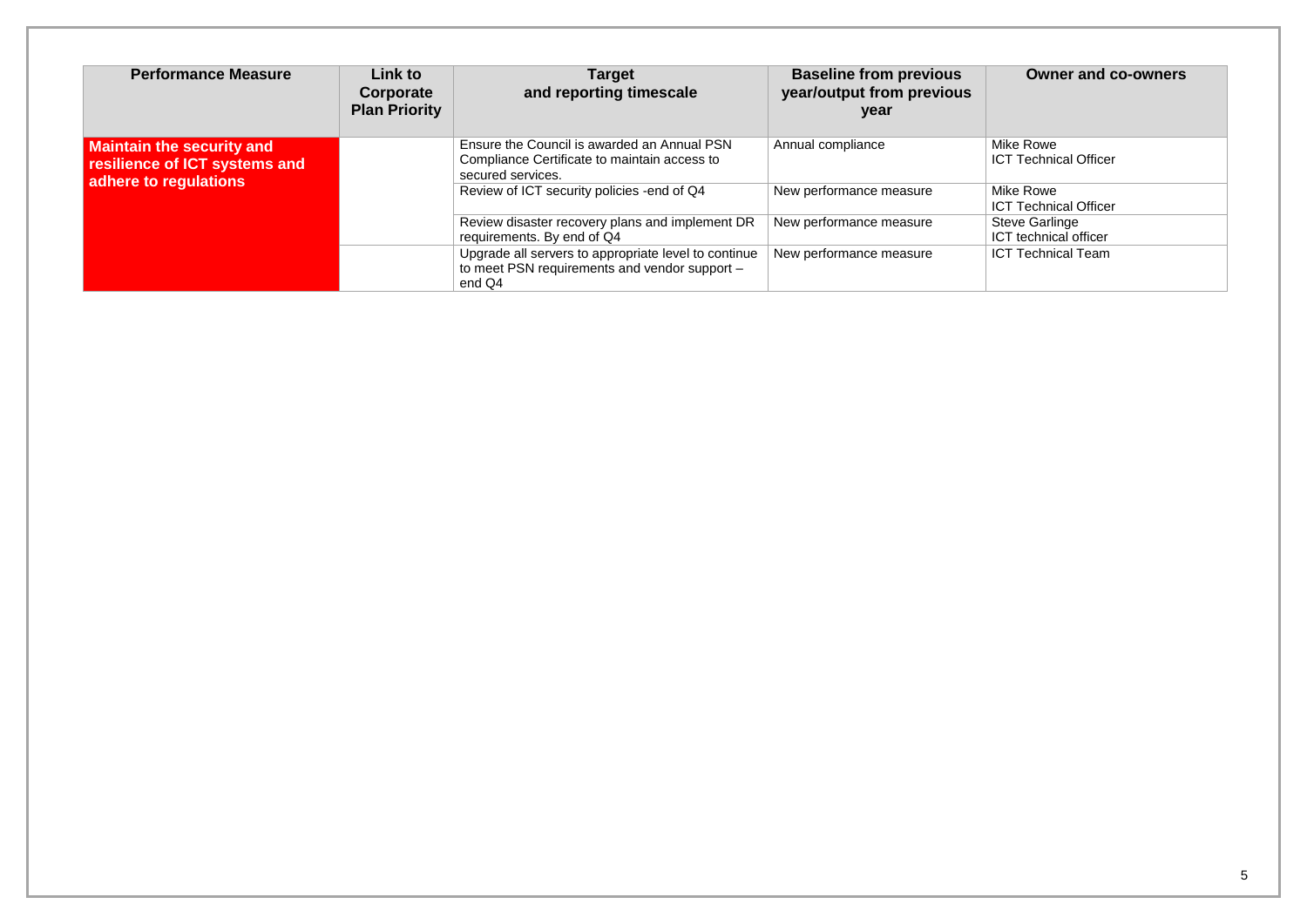| Performance Measure | Link to Corporate Plan Priority | Target and reporting timescale | Baseline from previous year/output from previous year | Owner and co-owners |
|---|---|---|---|---|
| **Maintain the security and resilience of ICT systems and adhere to regulations** | | Ensure the Council is awarded an Annual PSN Compliance Certificate to maintain access to secured services. | Annual compliance | Mike Rowe<br>ICT Technical Officer |
| | | Review of ICT security policies -end of Q4 | New performance measure | Mike Rowe<br>ICT Technical Officer |
| | | Review disaster recovery plans and implement DR requirements. By end of Q4 | New performance measure | Steve Garlinge<br>ICT technical officer |
| | | Upgrade all servers to appropriate level to continue to meet PSN requirements and vendor support – end Q4 | New performance measure | ICT Technical Team |